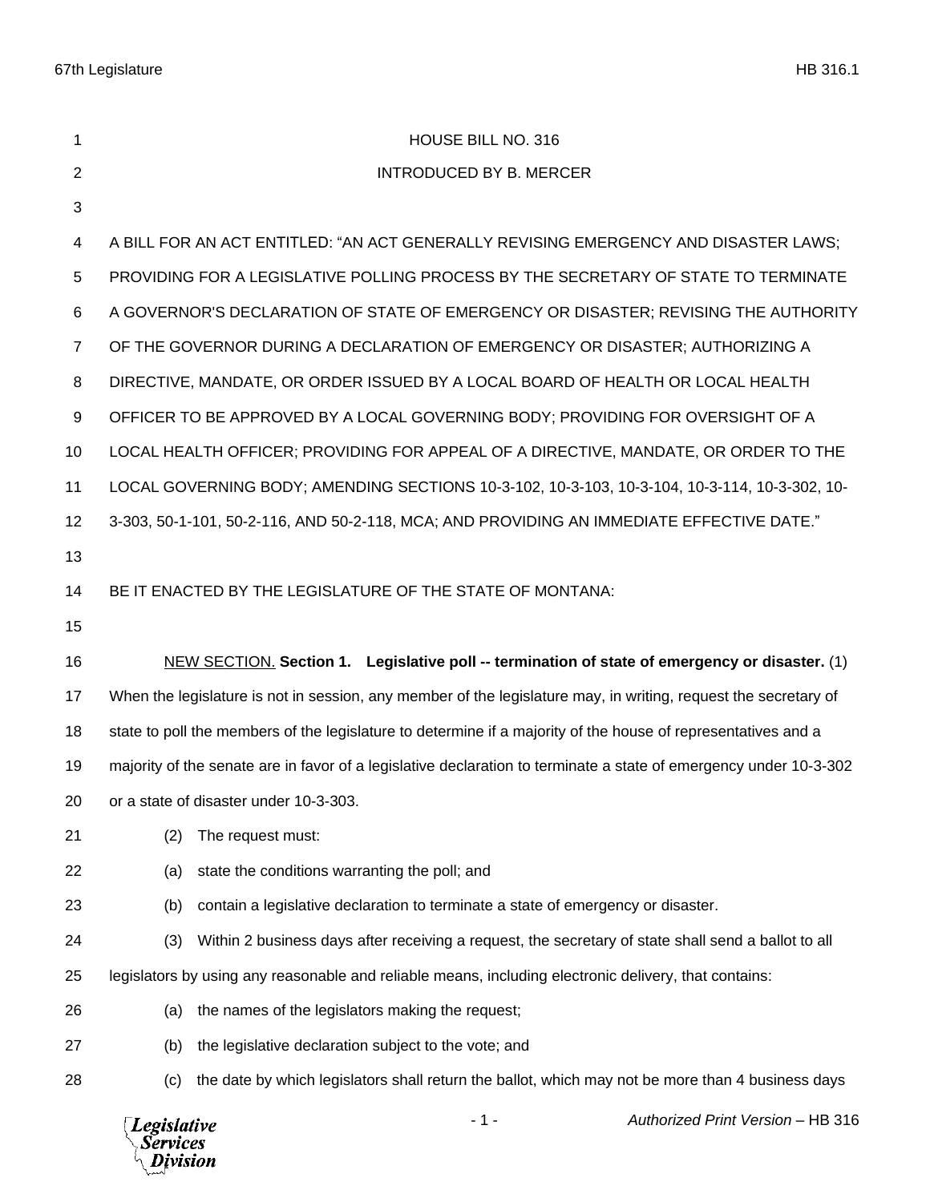HOUSE BILL NO. 316

INTRODUCED BY B. MERCER

A BILL FOR AN ACT ENTITLED: "AN ACT GENERALLY REVISING EMERGENCY AND DISASTER LAWS; PROVIDING FOR A LEGISLATIVE POLLING PROCESS BY THE SECRETARY OF STATE TO TERMINATE A GOVERNOR'S DECLARATION OF STATE OF EMERGENCY OR DISASTER; REVISING THE AUTHORITY OF THE GOVERNOR DURING A DECLARATION OF EMERGENCY OR DISASTER; AUTHORIZING A DIRECTIVE, MANDATE, OR ORDER ISSUED BY A LOCAL BOARD OF HEALTH OR LOCAL HEALTH OFFICER TO BE APPROVED BY A LOCAL GOVERNING BODY; PROVIDING FOR OVERSIGHT OF A LOCAL HEALTH OFFICER; PROVIDING FOR APPEAL OF A DIRECTIVE, MANDATE, OR ORDER TO THE LOCAL GOVERNING BODY; AMENDING SECTIONS 10-3-102, 10-3-103, 10-3-104, 10-3-114, 10-3-302, 10-3-303, 50-1-101, 50-2-116, AND 50-2-118, MCA; AND PROVIDING AN IMMEDIATE EFFECTIVE DATE."

BE IT ENACTED BY THE LEGISLATURE OF THE STATE OF MONTANA:

NEW SECTION. **Section 1. Legislative poll -- termination of state of emergency or disaster.** (1) When the legislature is not in session, any member of the legislature may, in writing, request the secretary of state to poll the members of the legislature to determine if a majority of the house of representatives and a majority of the senate are in favor of a legislative declaration to terminate a state of emergency under 10-3-302 or a state of disaster under 10-3-303.

(2) The request must:

(a) state the conditions warranting the poll; and

(b) contain a legislative declaration to terminate a state of emergency or disaster.

(3) Within 2 business days after receiving a request, the secretary of state shall send a ballot to all legislators by using any reasonable and reliable means, including electronic delivery, that contains:

(a) the names of the legislators making the request;

(b) the legislative declaration subject to the vote; and

(c) the date by which legislators shall return the ballot, which may not be more than 4 business days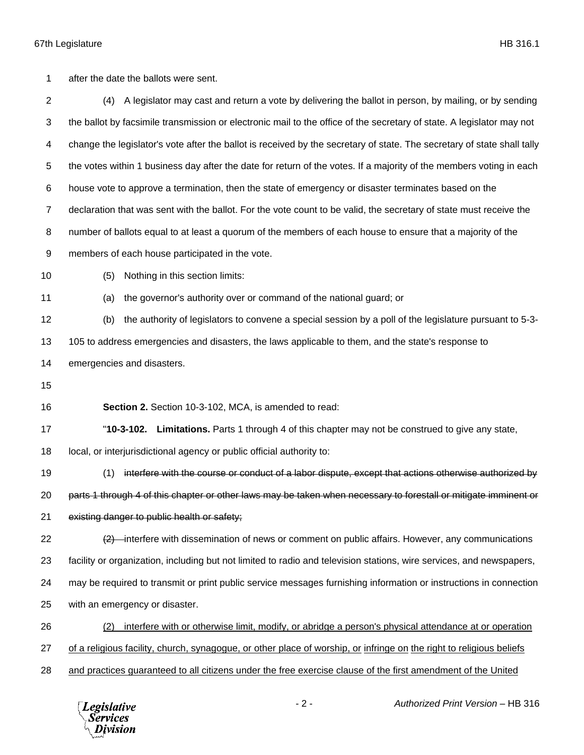after the date the ballots were sent.

(4) A legislator may cast and return a vote by delivering the ballot in person, by mailing, or by sending the ballot by facsimile transmission or electronic mail to the office of the secretary of state. A legislator may not change the legislator's vote after the ballot is received by the secretary of state. The secretary of state shall tally the votes within 1 business day after the date for return of the votes. If a majority of the members voting in each house vote to approve a termination, then the state of emergency or disaster terminates based on the declaration that was sent with the ballot. For the vote count to be valid, the secretary of state must receive the number of ballots equal to at least a quorum of the members of each house to ensure that a majority of the members of each house participated in the vote.

(5) Nothing in this section limits:

(a) the governor's authority over or command of the national guard; or

(b) the authority of legislators to convene a special session by a poll of the legislature pursuant to 5-3-105 to address emergencies and disasters, the laws applicable to them, and the state's response to emergencies and disasters.

**Section 2.** Section 10-3-102, MCA, is amended to read:

"**10-3-102. Limitations.** Parts 1 through 4 of this chapter may not be construed to give any state, local, or interjurisdictional agency or public official authority to:

(1) ~~interfere with the course or conduct of a labor dispute, except that actions otherwise authorized by parts 1 through 4 of this chapter or other laws may be taken when necessary to forestall or mitigate imminent or existing danger to public health or safety;~~

~~(2)~~ interfere with dissemination of news or comment on public affairs. However, any communications facility or organization, including but not limited to radio and television stations, wire services, and newspapers, may be required to transmit or print public service messages furnishing information or instructions in connection with an emergency or disaster.

<u>(2) interfere with or otherwise limit, modify, or abridge a person's physical attendance at or operation of a religious facility, church, synagogue, or other place of worship, or infringe on the right to religious beliefs and practices guaranteed to all citizens under the free exercise clause of the first amendment of the United</u>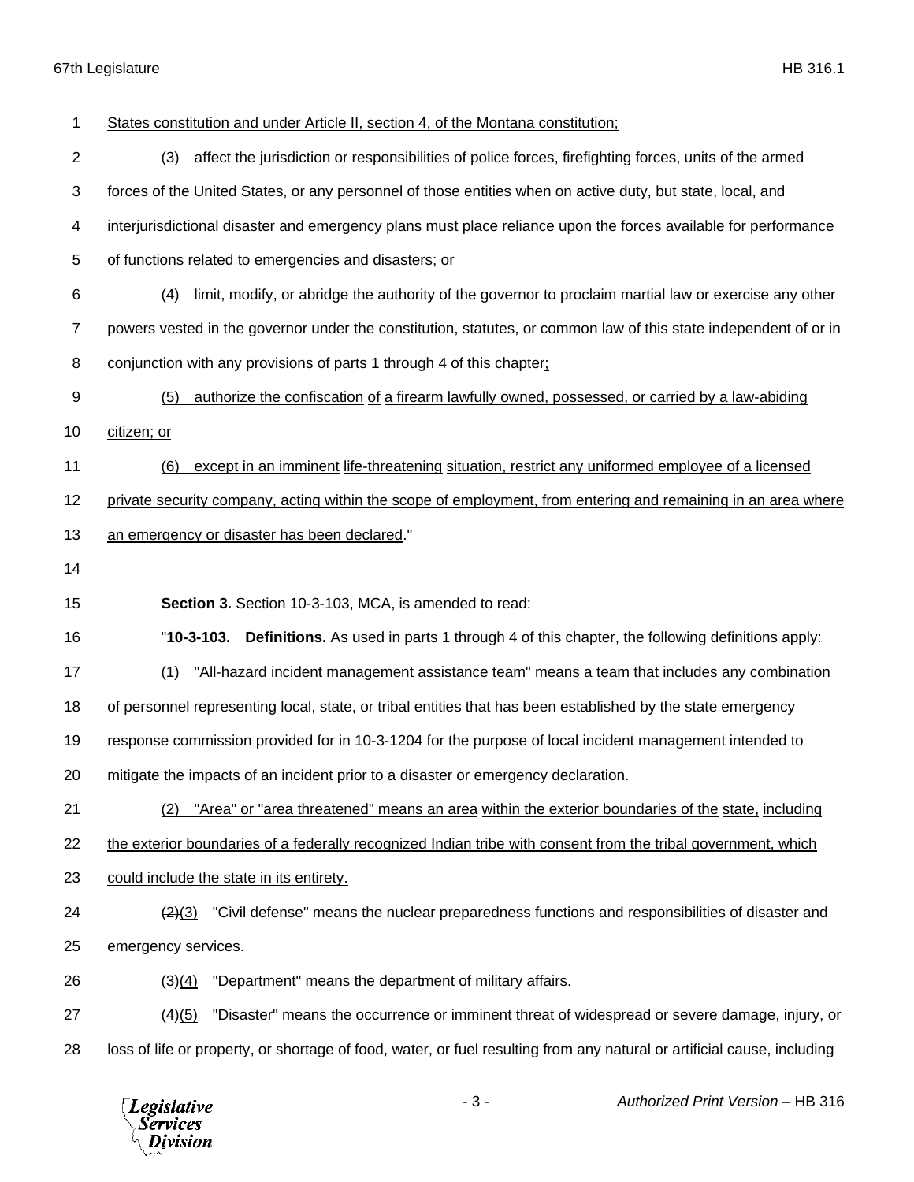States constitution and under Article II, section 4, of the Montana constitution;

(3) affect the jurisdiction or responsibilities of police forces, firefighting forces, units of the armed forces of the United States, or any personnel of those entities when on active duty, but state, local, and interjurisdictional disaster and emergency plans must place reliance upon the forces available for performance of functions related to emergencies and disasters; ~~or~~

(4) limit, modify, or abridge the authority of the governor to proclaim martial law or exercise any other powers vested in the governor under the constitution, statutes, or common law of this state independent of or in conjunction with any provisions of parts 1 through 4 of this chapter;

(5) authorize the confiscation of a firearm lawfully owned, possessed, or carried by a law-abiding citizen; or

(6) except in an imminent life-threatening situation, restrict any uniformed employee of a licensed private security company, acting within the scope of employment, from entering and remaining in an area where an emergency or disaster has been declared."

**Section 3.** Section 10-3-103, MCA, is amended to read:

"**10-3-103. Definitions.** As used in parts 1 through 4 of this chapter, the following definitions apply:

(1) "All-hazard incident management assistance team" means a team that includes any combination of personnel representing local, state, or tribal entities that has been established by the state emergency response commission provided for in 10-3-1204 for the purpose of local incident management intended to mitigate the impacts of an incident prior to a disaster or emergency declaration.

(2) "Area" or "area threatened" means an area within the exterior boundaries of the state, including the exterior boundaries of a federally recognized Indian tribe with consent from the tribal government, which could include the state in its entirety.

~~(2)~~(3) "Civil defense" means the nuclear preparedness functions and responsibilities of disaster and emergency services.

~~(3)~~(4) "Department" means the department of military affairs.

~~(4)~~(5) "Disaster" means the occurrence or imminent threat of widespread or severe damage, injury, ~~or~~ loss of life or property, or shortage of food, water, or fuel resulting from any natural or artificial cause, including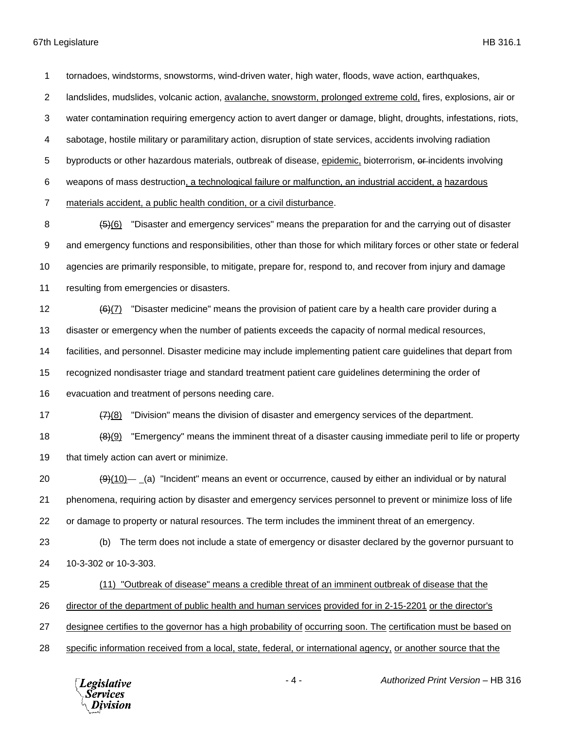tornadoes, windstorms, snowstorms, wind-driven water, high water, floods, wave action, earthquakes, landslides, mudslides, volcanic action, avalanche, snowstorm, prolonged extreme cold, fires, explosions, air or water contamination requiring emergency action to avert danger or damage, blight, droughts, infestations, riots, sabotage, hostile military or paramilitary action, disruption of state services, accidents involving radiation byproducts or other hazardous materials, outbreak of disease, epidemic, bioterrorism, ~~or~~ incidents involving weapons of mass destruction, a technological failure or malfunction, an industrial accident, a hazardous materials accident, a public health condition, or a civil disturbance.

~~(5)~~(6) "Disaster and emergency services" means the preparation for and the carrying out of disaster and emergency functions and responsibilities, other than those for which military forces or other state or federal agencies are primarily responsible, to mitigate, prepare for, respond to, and recover from injury and damage resulting from emergencies or disasters.

~~(6)~~(7) "Disaster medicine" means the provision of patient care by a health care provider during a disaster or emergency when the number of patients exceeds the capacity of normal medical resources, facilities, and personnel. Disaster medicine may include implementing patient care guidelines that depart from recognized nondisaster triage and standard treatment patient care guidelines determining the order of evacuation and treatment of persons needing care.

~~(7)~~(8) "Division" means the division of disaster and emergency services of the department.

~~(8)~~(9) "Emergency" means the imminent threat of a disaster causing immediate peril to life or property that timely action can avert or minimize.

~~(9)~~(10) (a) "Incident" means an event or occurrence, caused by either an individual or by natural phenomena, requiring action by disaster and emergency services personnel to prevent or minimize loss of life or damage to property or natural resources. The term includes the imminent threat of an emergency.

(b) The term does not include a state of emergency or disaster declared by the governor pursuant to 10-3-302 or 10-3-303.

(11) "Outbreak of disease" means a credible threat of an imminent outbreak of disease that the director of the department of public health and human services provided for in 2-15-2201 or the director's designee certifies to the governor has a high probability of occurring soon. The certification must be based on specific information received from a local, state, federal, or international agency, or another source that the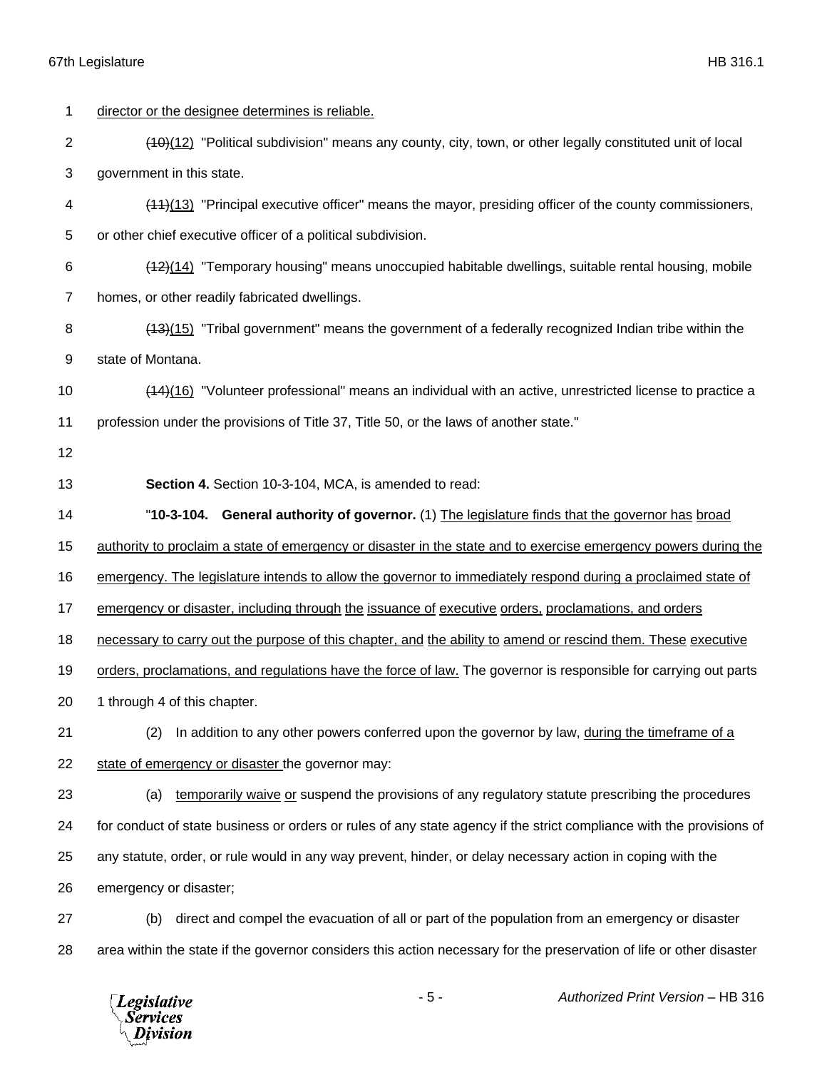director or the designee determines is reliable.

~~(10)~~(12) "Political subdivision" means any county, city, town, or other legally constituted unit of local government in this state.

~~(11)~~(13) "Principal executive officer" means the mayor, presiding officer of the county commissioners, or other chief executive officer of a political subdivision.

~~(12)~~(14) "Temporary housing" means unoccupied habitable dwellings, suitable rental housing, mobile homes, or other readily fabricated dwellings.

~~(13)~~(15) "Tribal government" means the government of a federally recognized Indian tribe within the state of Montana.

~~(14)~~(16) "Volunteer professional" means an individual with an active, unrestricted license to practice a profession under the provisions of Title 37, Title 50, or the laws of another state."

**Section 4.** Section 10-3-104, MCA, is amended to read:

"**10-3-104. General authority of governor.** (1) The legislature finds that the governor has broad authority to proclaim a state of emergency or disaster in the state and to exercise emergency powers during the emergency. The legislature intends to allow the governor to immediately respond during a proclaimed state of emergency or disaster, including through the issuance of executive orders, proclamations, and orders necessary to carry out the purpose of this chapter, and the ability to amend or rescind them. These executive orders, proclamations, and regulations have the force of law. The governor is responsible for carrying out parts 1 through 4 of this chapter.

(2) In addition to any other powers conferred upon the governor by law, during the timeframe of a state of emergency or disaster the governor may:

(a) temporarily waive or suspend the provisions of any regulatory statute prescribing the procedures for conduct of state business or orders or rules of any state agency if the strict compliance with the provisions of any statute, order, or rule would in any way prevent, hinder, or delay necessary action in coping with the emergency or disaster;

(b) direct and compel the evacuation of all or part of the population from an emergency or disaster area within the state if the governor considers this action necessary for the preservation of life or other disaster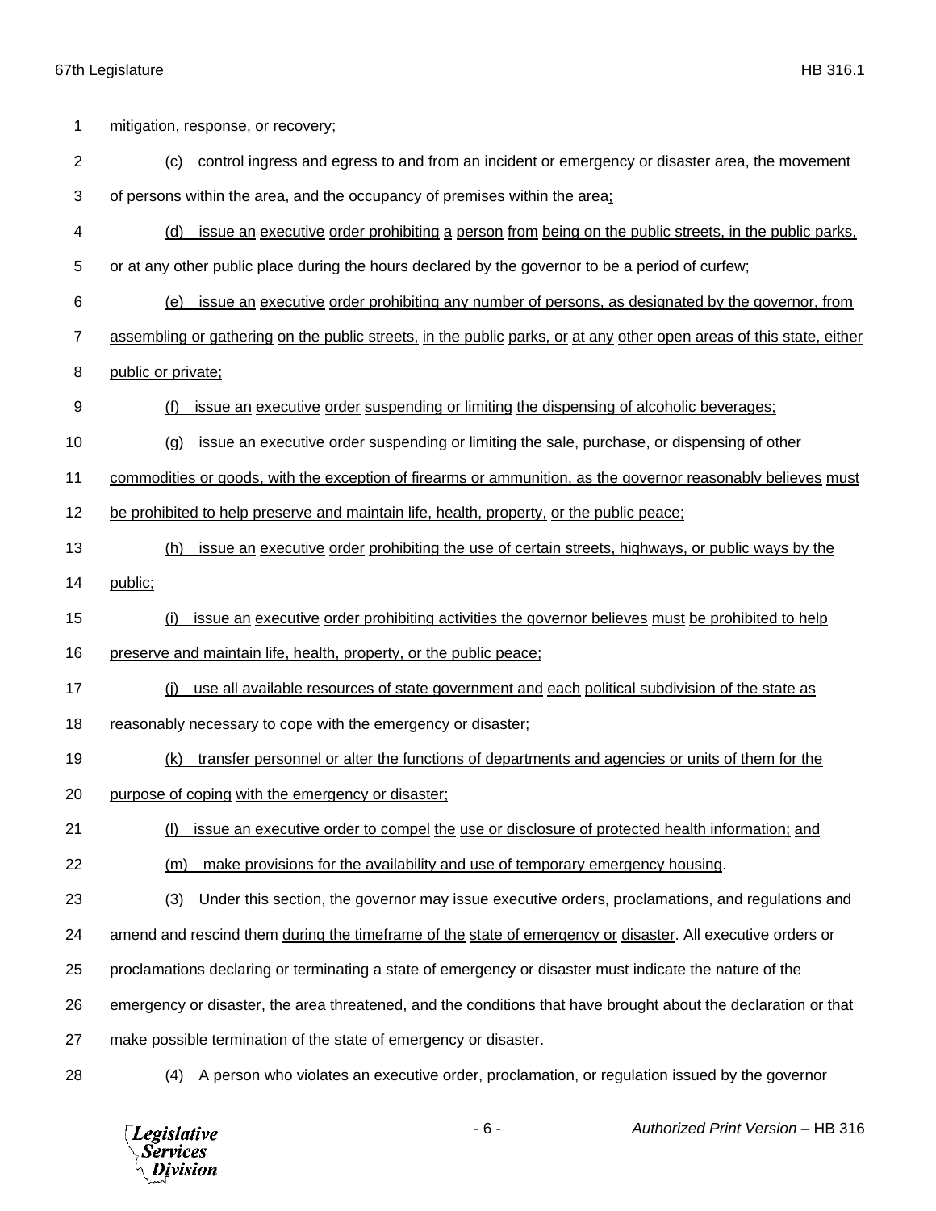mitigation, response, or recovery;

(c) control ingress and egress to and from an incident or emergency or disaster area, the movement of persons within the area, and the occupancy of premises within the area;

(d) issue an executive order prohibiting a person from being on the public streets, in the public parks, or at any other public place during the hours declared by the governor to be a period of curfew;

(e) issue an executive order prohibiting any number of persons, as designated by the governor, from assembling or gathering on the public streets, in the public parks, or at any other open areas of this state, either public or private;

(f) issue an executive order suspending or limiting the dispensing of alcoholic beverages;

(g) issue an executive order suspending or limiting the sale, purchase, or dispensing of other commodities or goods, with the exception of firearms or ammunition, as the governor reasonably believes must be prohibited to help preserve and maintain life, health, property, or the public peace;

(h) issue an executive order prohibiting the use of certain streets, highways, or public ways by the public;

(i) issue an executive order prohibiting activities the governor believes must be prohibited to help preserve and maintain life, health, property, or the public peace;

(j) use all available resources of state government and each political subdivision of the state as reasonably necessary to cope with the emergency or disaster;

(k) transfer personnel or alter the functions of departments and agencies or units of them for the purpose of coping with the emergency or disaster;

(l) issue an executive order to compel the use or disclosure of protected health information; and

(m) make provisions for the availability and use of temporary emergency housing.

(3) Under this section, the governor may issue executive orders, proclamations, and regulations and amend and rescind them during the timeframe of the state of emergency or disaster. All executive orders or proclamations declaring or terminating a state of emergency or disaster must indicate the nature of the emergency or disaster, the area threatened, and the conditions that have brought about the declaration or that make possible termination of the state of emergency or disaster.

(4) A person who violates an executive order, proclamation, or regulation issued by the governor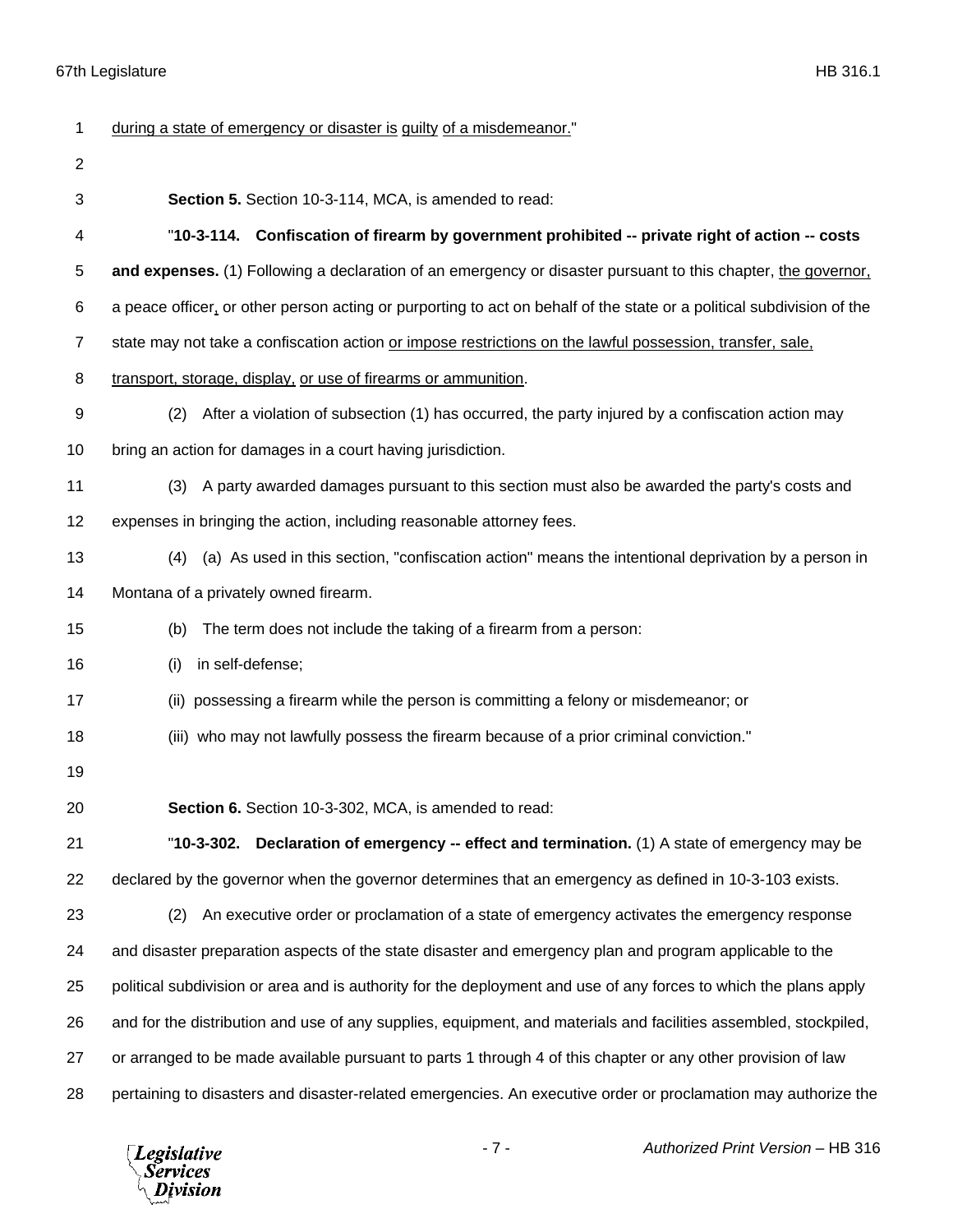during a state of emergency or disaster is guilty of a misdemeanor."

**Section 5.** Section 10-3-114, MCA, is amended to read:

"**10-3-114. Confiscation of firearm by government prohibited -- private right of action -- costs and expenses.** (1) Following a declaration of an emergency or disaster pursuant to this chapter, the governor, a peace officer, or other person acting or purporting to act on behalf of the state or a political subdivision of the state may not take a confiscation action or impose restrictions on the lawful possession, transfer, sale, transport, storage, display, or use of firearms or ammunition.

(2) After a violation of subsection (1) has occurred, the party injured by a confiscation action may bring an action for damages in a court having jurisdiction.

(3) A party awarded damages pursuant to this section must also be awarded the party's costs and expenses in bringing the action, including reasonable attorney fees.

(4) (a) As used in this section, "confiscation action" means the intentional deprivation by a person in Montana of a privately owned firearm.

(b) The term does not include the taking of a firearm from a person:

(i) in self-defense;

(ii) possessing a firearm while the person is committing a felony or misdemeanor; or

(iii) who may not lawfully possess the firearm because of a prior criminal conviction."

**Section 6.** Section 10-3-302, MCA, is amended to read:

"**10-3-302. Declaration of emergency -- effect and termination.** (1) A state of emergency may be declared by the governor when the governor determines that an emergency as defined in 10-3-103 exists.

(2) An executive order or proclamation of a state of emergency activates the emergency response and disaster preparation aspects of the state disaster and emergency plan and program applicable to the political subdivision or area and is authority for the deployment and use of any forces to which the plans apply and for the distribution and use of any supplies, equipment, and materials and facilities assembled, stockpiled, or arranged to be made available pursuant to parts 1 through 4 of this chapter or any other provision of law pertaining to disasters and disaster-related emergencies. An executive order or proclamation may authorize the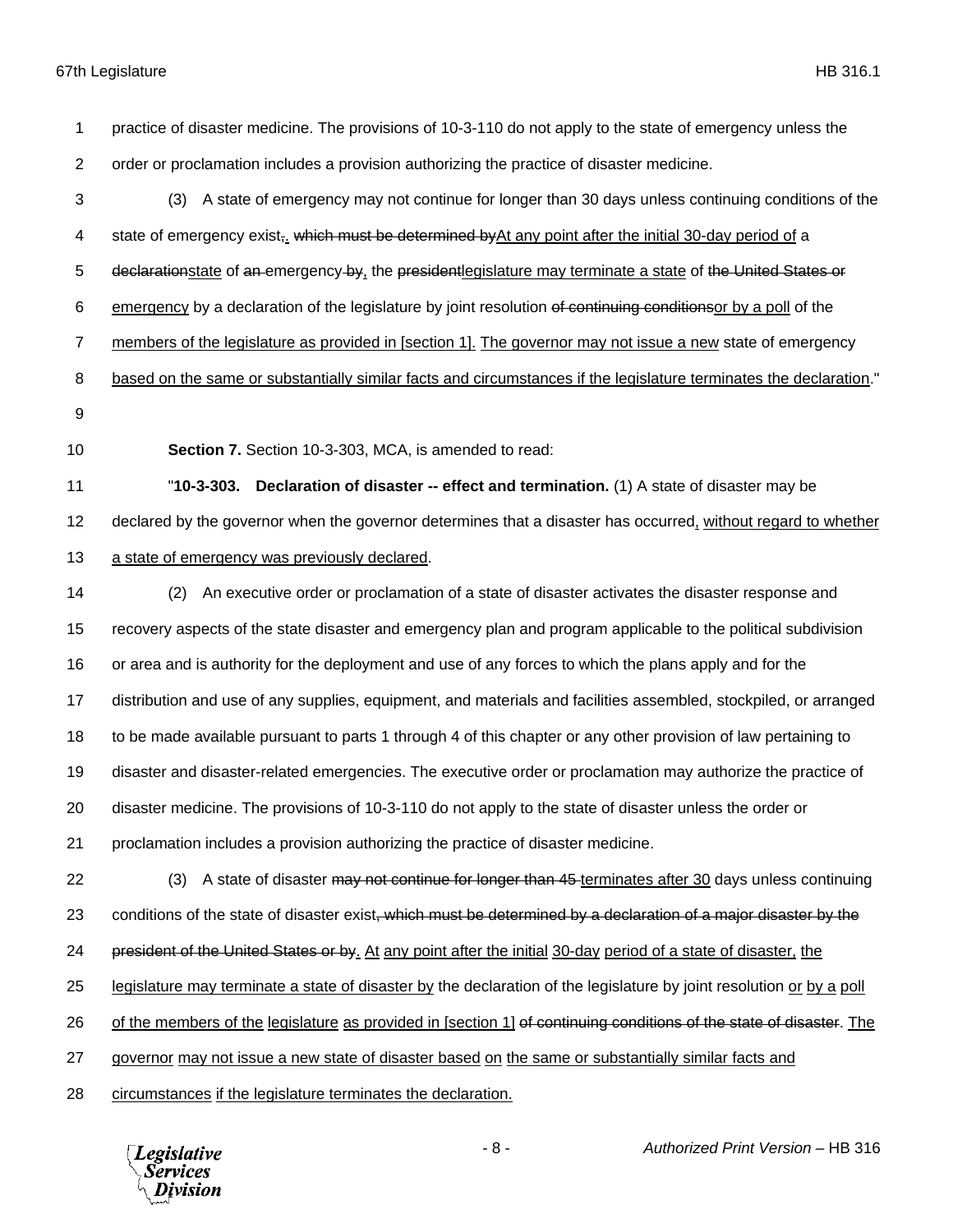practice of disaster medicine. The provisions of 10-3-110 do not apply to the state of emergency unless the order or proclamation includes a provision authorizing the practice of disaster medicine.

(3) A state of emergency may not continue for longer than 30 days unless continuing conditions of the state of emergency exist~~,~~. ~~which must be determined by~~At any point after the initial 30-day period of a ~~declaration~~state of ~~an~~ emergency ~~by~~, the ~~president~~legislature may terminate a state of ~~the United States or~~ emergency by a declaration of the legislature by joint resolution ~~of continuing conditions~~or by a poll of the members of the legislature as provided in [section 1]. The governor may not issue a new state of emergency based on the same or substantially similar facts and circumstances if the legislature terminates the declaration."

**Section 7.** Section 10-3-303, MCA, is amended to read:

"**10-3-303. Declaration of disaster -- effect and termination.** (1) A state of disaster may be declared by the governor when the governor determines that a disaster has occurred, without regard to whether a state of emergency was previously declared.

(2) An executive order or proclamation of a state of disaster activates the disaster response and recovery aspects of the state disaster and emergency plan and program applicable to the political subdivision or area and is authority for the deployment and use of any forces to which the plans apply and for the distribution and use of any supplies, equipment, and materials and facilities assembled, stockpiled, or arranged to be made available pursuant to parts 1 through 4 of this chapter or any other provision of law pertaining to disaster and disaster-related emergencies. The executive order or proclamation may authorize the practice of disaster medicine. The provisions of 10-3-110 do not apply to the state of disaster unless the order or proclamation includes a provision authorizing the practice of disaster medicine.

(3) A state of disaster ~~may not continue for longer than 45~~ terminates after 30 days unless continuing conditions of the state of disaster exist~~, which must be determined by a declaration of a major disaster by the president of the United States or by~~. At any point after the initial 30-day period of a state of disaster, the legislature may terminate a state of disaster by the declaration of the legislature by joint resolution or by a poll of the members of the legislature as provided in [section 1] ~~of continuing conditions of the state of disaster~~. The governor may not issue a new state of disaster based on the same or substantially similar facts and circumstances if the legislature terminates the declaration.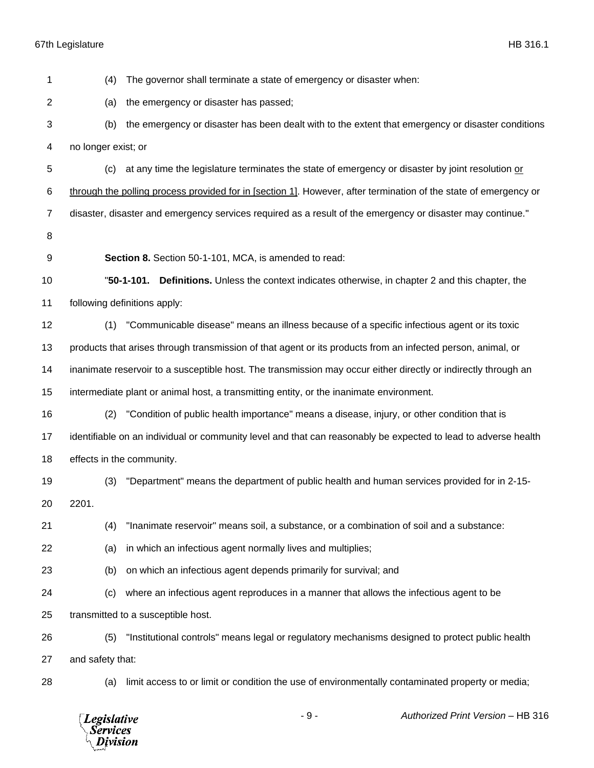(4) The governor shall terminate a state of emergency or disaster when:

(a) the emergency or disaster has passed;

(b) the emergency or disaster has been dealt with to the extent that emergency or disaster conditions no longer exist; or

(c) at any time the legislature terminates the state of emergency or disaster by joint resolution <u>or through the polling process provided for in [section 1]</u>. However, after termination of the state of emergency or disaster, disaster and emergency services required as a result of the emergency or disaster may continue."

**Section 8.** Section 50-1-101, MCA, is amended to read:

"**50-1-101. Definitions.** Unless the context indicates otherwise, in chapter 2 and this chapter, the following definitions apply:

(1) "Communicable disease" means an illness because of a specific infectious agent or its toxic products that arises through transmission of that agent or its products from an infected person, animal, or inanimate reservoir to a susceptible host. The transmission may occur either directly or indirectly through an intermediate plant or animal host, a transmitting entity, or the inanimate environment.

(2) "Condition of public health importance" means a disease, injury, or other condition that is identifiable on an individual or community level and that can reasonably be expected to lead to adverse health effects in the community.

(3) "Department" means the department of public health and human services provided for in 2-15-2201.

(4) "Inanimate reservoir" means soil, a substance, or a combination of soil and a substance:

(a) in which an infectious agent normally lives and multiplies;

(b) on which an infectious agent depends primarily for survival; and

(c) where an infectious agent reproduces in a manner that allows the infectious agent to be transmitted to a susceptible host.

(5) "Institutional controls" means legal or regulatory mechanisms designed to protect public health and safety that:

(a) limit access to or limit or condition the use of environmentally contaminated property or media;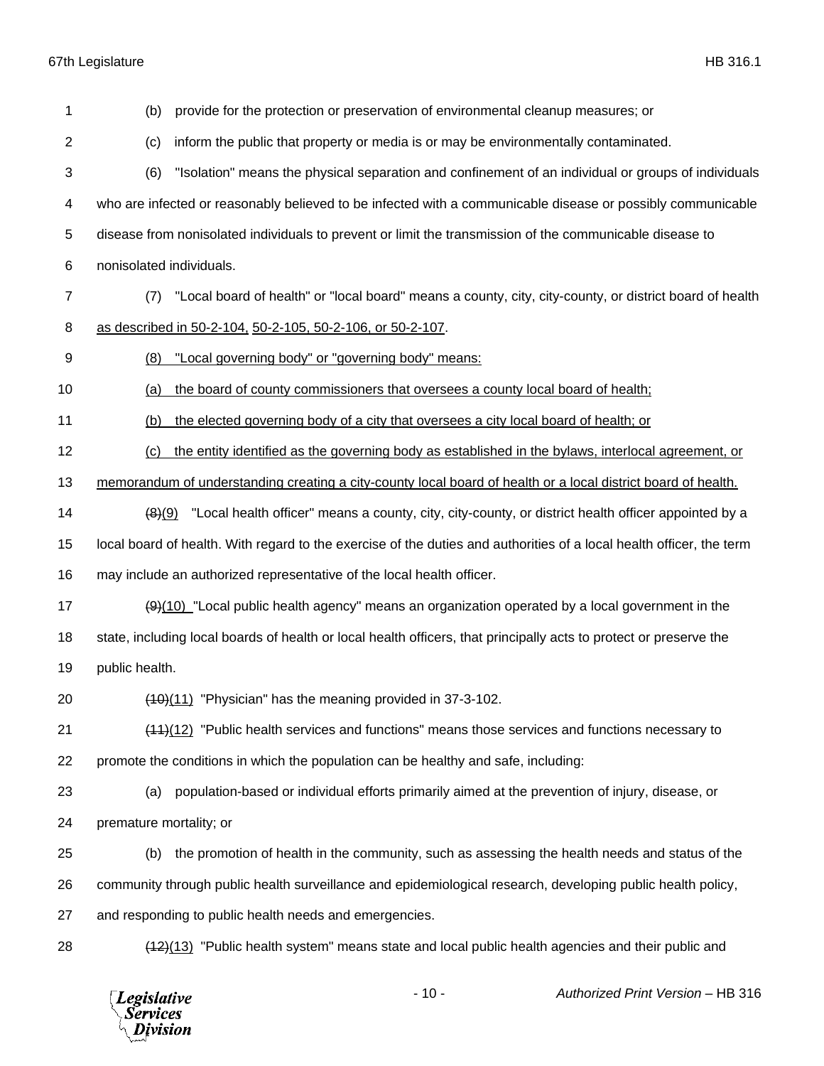(b) provide for the protection or preservation of environmental cleanup measures; or

(c) inform the public that property or media is or may be environmentally contaminated.

(6) "Isolation" means the physical separation and confinement of an individual or groups of individuals who are infected or reasonably believed to be infected with a communicable disease or possibly communicable disease from nonisolated individuals to prevent or limit the transmission of the communicable disease to nonisolated individuals.

(7) "Local board of health" or "local board" means a county, city, city-county, or district board of health <u>as described in 50-2-104, 50-2-105, 50-2-106, or 50-2-107</u>.

<u>(8) "Local governing body" or "governing body" means:</u>

<u>(a) the board of county commissioners that oversees a county local board of health;</u>

<u>(b) the elected governing body of a city that oversees a city local board of health; or</u>

<u>(c) the entity identified as the governing body as established in the bylaws, interlocal agreement, or memorandum of understanding creating a city-county local board of health or a local district board of health.</u>

~~(8)~~<u>(9)</u> "Local health officer" means a county, city, city-county, or district health officer appointed by a local board of health. With regard to the exercise of the duties and authorities of a local health officer, the term may include an authorized representative of the local health officer.

~~(9)~~<u>(10)</u> "Local public health agency" means an organization operated by a local government in the state, including local boards of health or local health officers, that principally acts to protect or preserve the public health.

~~(10)~~<u>(11)</u> "Physician" has the meaning provided in 37-3-102.

~~(11)~~<u>(12)</u> "Public health services and functions" means those services and functions necessary to promote the conditions in which the population can be healthy and safe, including:

(a) population-based or individual efforts primarily aimed at the prevention of injury, disease, or premature mortality; or

(b) the promotion of health in the community, such as assessing the health needs and status of the community through public health surveillance and epidemiological research, developing public health policy, and responding to public health needs and emergencies.

~~(12)~~<u>(13)</u> "Public health system" means state and local public health agencies and their public and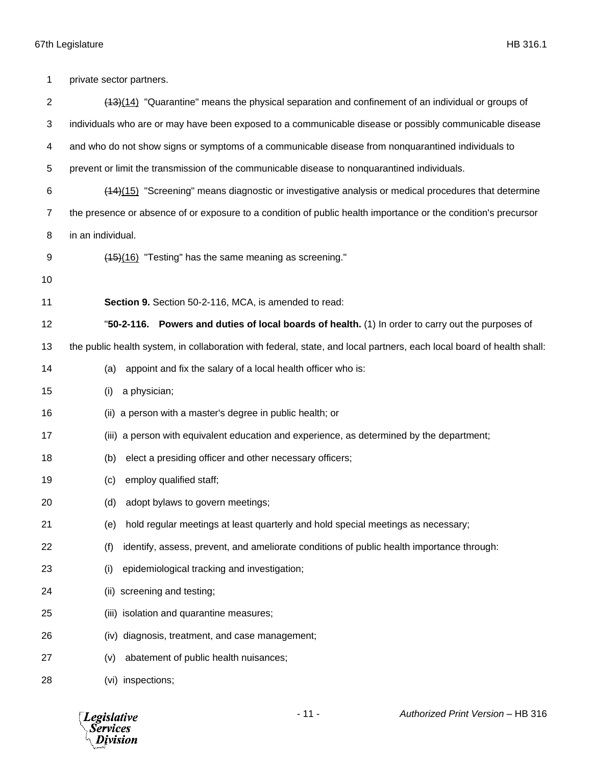private sector partners.

~~(13)~~(14) "Quarantine" means the physical separation and confinement of an individual or groups of individuals who are or may have been exposed to a communicable disease or possibly communicable disease and who do not show signs or symptoms of a communicable disease from nonquarantined individuals to prevent or limit the transmission of the communicable disease to nonquarantined individuals.

~~(14)~~(15) "Screening" means diagnostic or investigative analysis or medical procedures that determine the presence or absence of or exposure to a condition of public health importance or the condition's precursor in an individual.

~~(15)~~(16) "Testing" has the same meaning as screening."

**Section 9.** Section 50-2-116, MCA, is amended to read:

"**50-2-116. Powers and duties of local boards of health.** (1) In order to carry out the purposes of the public health system, in collaboration with federal, state, and local partners, each local board of health shall:

(a) appoint and fix the salary of a local health officer who is:

(i) a physician;

(ii) a person with a master's degree in public health; or

(iii) a person with equivalent education and experience, as determined by the department;

(b) elect a presiding officer and other necessary officers;

(c) employ qualified staff;

(d) adopt bylaws to govern meetings;

(e) hold regular meetings at least quarterly and hold special meetings as necessary;

(f) identify, assess, prevent, and ameliorate conditions of public health importance through:

(i) epidemiological tracking and investigation;

(ii) screening and testing;

(iii) isolation and quarantine measures;

(iv) diagnosis, treatment, and case management;

(v) abatement of public health nuisances;

(vi) inspections;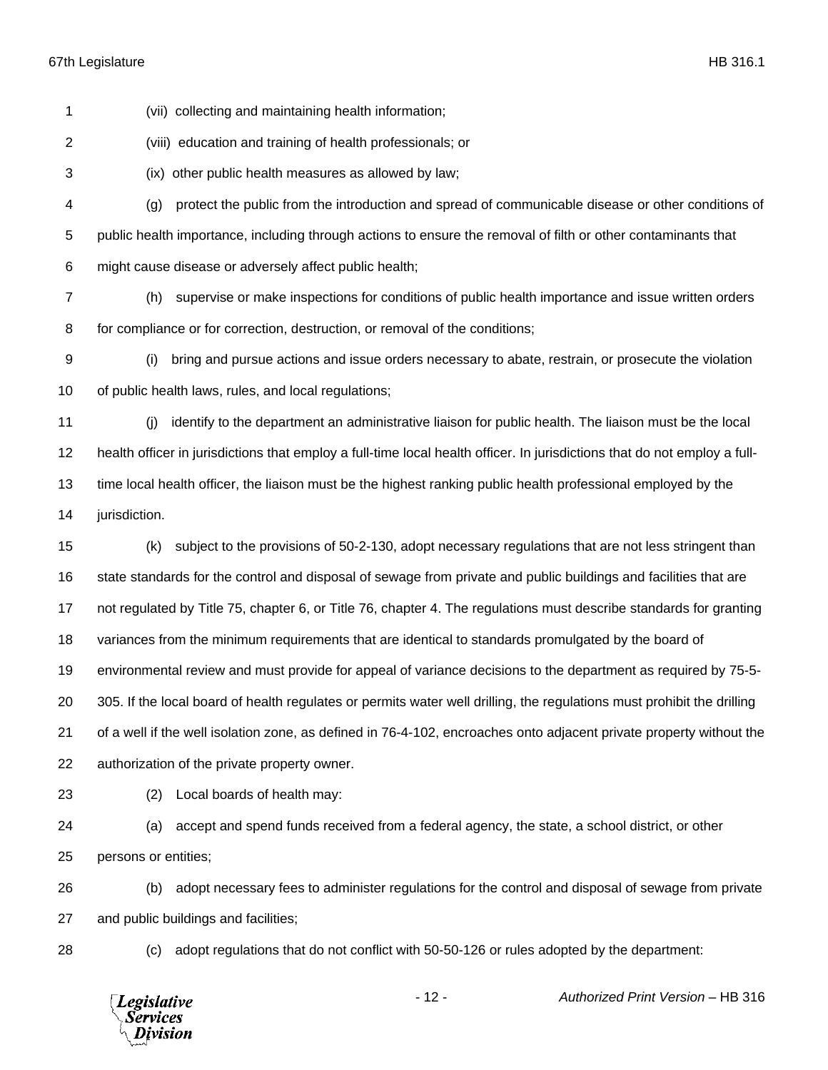(vii) collecting and maintaining health information;

(viii) education and training of health professionals; or

(ix) other public health measures as allowed by law;

(g) protect the public from the introduction and spread of communicable disease or other conditions of public health importance, including through actions to ensure the removal of filth or other contaminants that might cause disease or adversely affect public health;

(h) supervise or make inspections for conditions of public health importance and issue written orders for compliance or for correction, destruction, or removal of the conditions;

(i) bring and pursue actions and issue orders necessary to abate, restrain, or prosecute the violation of public health laws, rules, and local regulations;

(j) identify to the department an administrative liaison for public health. The liaison must be the local health officer in jurisdictions that employ a full-time local health officer. In jurisdictions that do not employ a full-time local health officer, the liaison must be the highest ranking public health professional employed by the jurisdiction.

(k) subject to the provisions of 50-2-130, adopt necessary regulations that are not less stringent than state standards for the control and disposal of sewage from private and public buildings and facilities that are not regulated by Title 75, chapter 6, or Title 76, chapter 4. The regulations must describe standards for granting variances from the minimum requirements that are identical to standards promulgated by the board of environmental review and must provide for appeal of variance decisions to the department as required by 75-5-305. If the local board of health regulates or permits water well drilling, the regulations must prohibit the drilling of a well if the well isolation zone, as defined in 76-4-102, encroaches onto adjacent private property without the authorization of the private property owner.

(2) Local boards of health may:

(a) accept and spend funds received from a federal agency, the state, a school district, or other persons or entities;

(b) adopt necessary fees to administer regulations for the control and disposal of sewage from private and public buildings and facilities;

(c) adopt regulations that do not conflict with 50-50-126 or rules adopted by the department: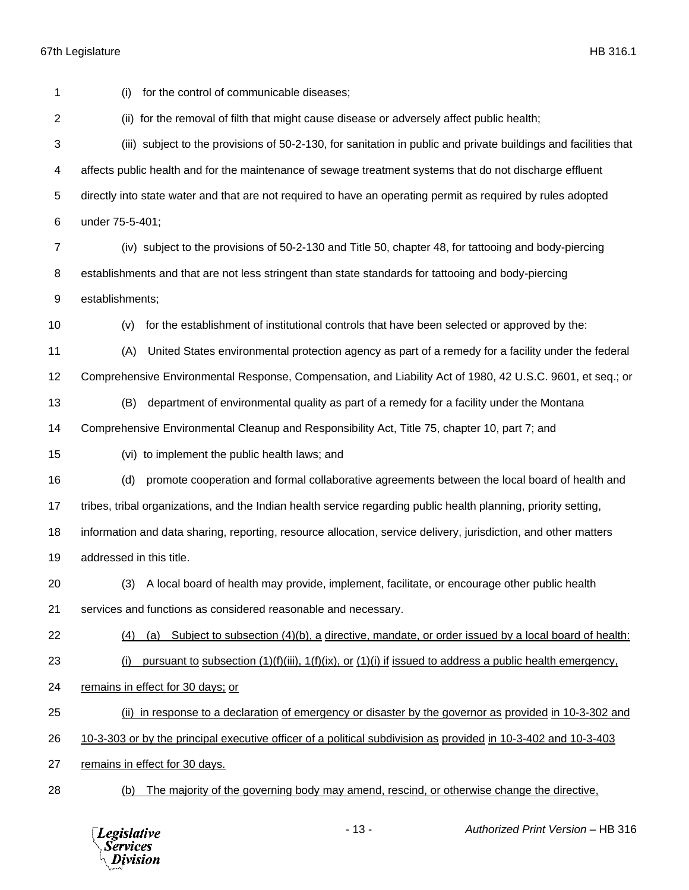(i) for the control of communicable diseases;

(ii) for the removal of filth that might cause disease or adversely affect public health;

(iii) subject to the provisions of 50-2-130, for sanitation in public and private buildings and facilities that affects public health and for the maintenance of sewage treatment systems that do not discharge effluent directly into state water and that are not required to have an operating permit as required by rules adopted under 75-5-401;

(iv) subject to the provisions of 50-2-130 and Title 50, chapter 48, for tattooing and body-piercing establishments and that are not less stringent than state standards for tattooing and body-piercing establishments;

(v) for the establishment of institutional controls that have been selected or approved by the:

(A) United States environmental protection agency as part of a remedy for a facility under the federal Comprehensive Environmental Response, Compensation, and Liability Act of 1980, 42 U.S.C. 9601, et seq.; or

(B) department of environmental quality as part of a remedy for a facility under the Montana Comprehensive Environmental Cleanup and Responsibility Act, Title 75, chapter 10, part 7; and

(vi) to implement the public health laws; and

(d) promote cooperation and formal collaborative agreements between the local board of health and tribes, tribal organizations, and the Indian health service regarding public health planning, priority setting, information and data sharing, reporting, resource allocation, service delivery, jurisdiction, and other matters addressed in this title.

(3) A local board of health may provide, implement, facilitate, or encourage other public health services and functions as considered reasonable and necessary.

(4) (a) Subject to subsection (4)(b), a directive, mandate, or order issued by a local board of health:

(i) pursuant to subsection (1)(f)(iii), 1(f)(ix), or (1)(i) if issued to address a public health emergency, remains in effect for 30 days; or

(ii) in response to a declaration of emergency or disaster by the governor as provided in 10-3-302 and 10-3-303 or by the principal executive officer of a political subdivision as provided in 10-3-402 and 10-3-403 remains in effect for 30 days.

(b) The majority of the governing body may amend, rescind, or otherwise change the directive,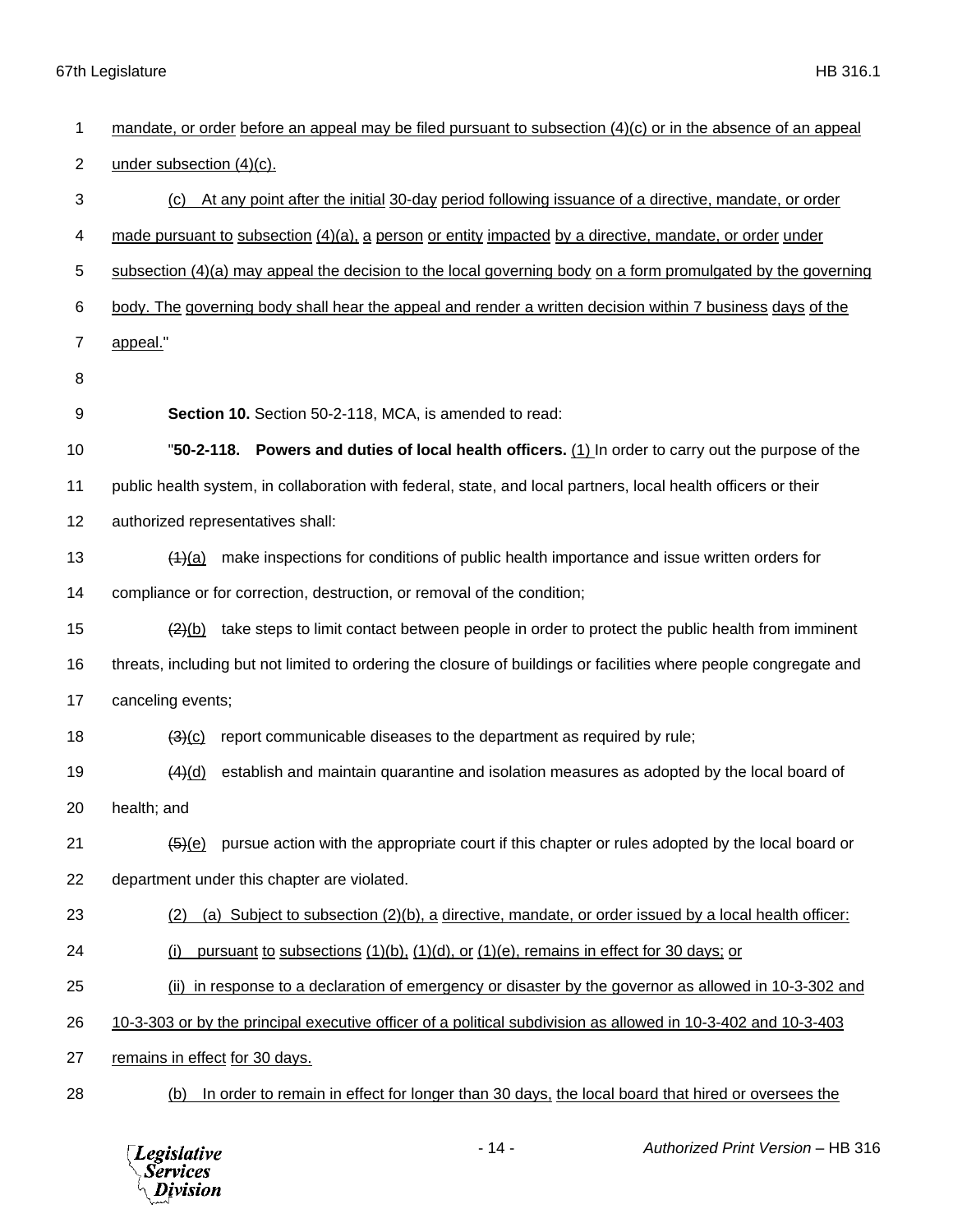mandate, or order before an appeal may be filed pursuant to subsection (4)(c) or in the absence of an appeal under subsection (4)(c).

(c) At any point after the initial 30-day period following issuance of a directive, mandate, or order made pursuant to subsection (4)(a), a person or entity impacted by a directive, mandate, or order under subsection (4)(a) may appeal the decision to the local governing body on a form promulgated by the governing body. The governing body shall hear the appeal and render a written decision within 7 business days of the appeal."

**Section 10.** Section 50-2-118, MCA, is amended to read:

"**50-2-118. Powers and duties of local health officers.** (1) In order to carry out the purpose of the public health system, in collaboration with federal, state, and local partners, local health officers or their authorized representatives shall:

~~(1)~~(a) make inspections for conditions of public health importance and issue written orders for compliance or for correction, destruction, or removal of the condition;

~~(2)~~(b) take steps to limit contact between people in order to protect the public health from imminent threats, including but not limited to ordering the closure of buildings or facilities where people congregate and canceling events;

~~(3)~~(c) report communicable diseases to the department as required by rule;

~~(4)~~(d) establish and maintain quarantine and isolation measures as adopted by the local board of health; and

~~(5)~~(e) pursue action with the appropriate court if this chapter or rules adopted by the local board or department under this chapter are violated.

(2) (a) Subject to subsection (2)(b), a directive, mandate, or order issued by a local health officer:

(i) pursuant to subsections (1)(b), (1)(d), or (1)(e), remains in effect for 30 days; or

(ii) in response to a declaration of emergency or disaster by the governor as allowed in 10-3-302 and 10-3-303 or by the principal executive officer of a political subdivision as allowed in 10-3-402 and 10-3-403 remains in effect for 30 days.

(b) In order to remain in effect for longer than 30 days, the local board that hired or oversees the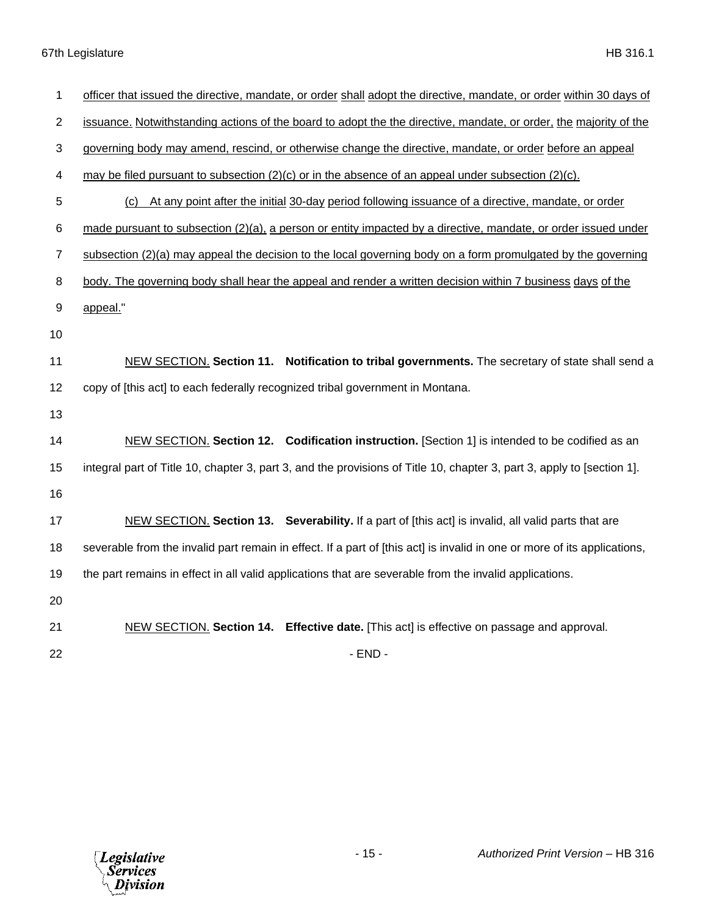officer that issued the directive, mandate, or order shall adopt the directive, mandate, or order within 30 days of issuance. Notwithstanding actions of the board to adopt the the directive, mandate, or order, the majority of the governing body may amend, rescind, or otherwise change the directive, mandate, or order before an appeal may be filed pursuant to subsection (2)(c) or in the absence of an appeal under subsection (2)(c).

(c) At any point after the initial 30-day period following issuance of a directive, mandate, or order made pursuant to subsection (2)(a), a person or entity impacted by a directive, mandate, or order issued under subsection (2)(a) may appeal the decision to the local governing body on a form promulgated by the governing body. The governing body shall hear the appeal and render a written decision within 7 business days of the appeal."

NEW SECTION. **Section 11. Notification to tribal governments.** The secretary of state shall send a copy of [this act] to each federally recognized tribal government in Montana.

NEW SECTION. **Section 12. Codification instruction.** [Section 1] is intended to be codified as an integral part of Title 10, chapter 3, part 3, and the provisions of Title 10, chapter 3, part 3, apply to [section 1].

NEW SECTION. **Section 13. Severability.** If a part of [this act] is invalid, all valid parts that are severable from the invalid part remain in effect. If a part of [this act] is invalid in one or more of its applications, the part remains in effect in all valid applications that are severable from the invalid applications.

NEW SECTION. **Section 14. Effective date.** [This act] is effective on passage and approval.

\- END -